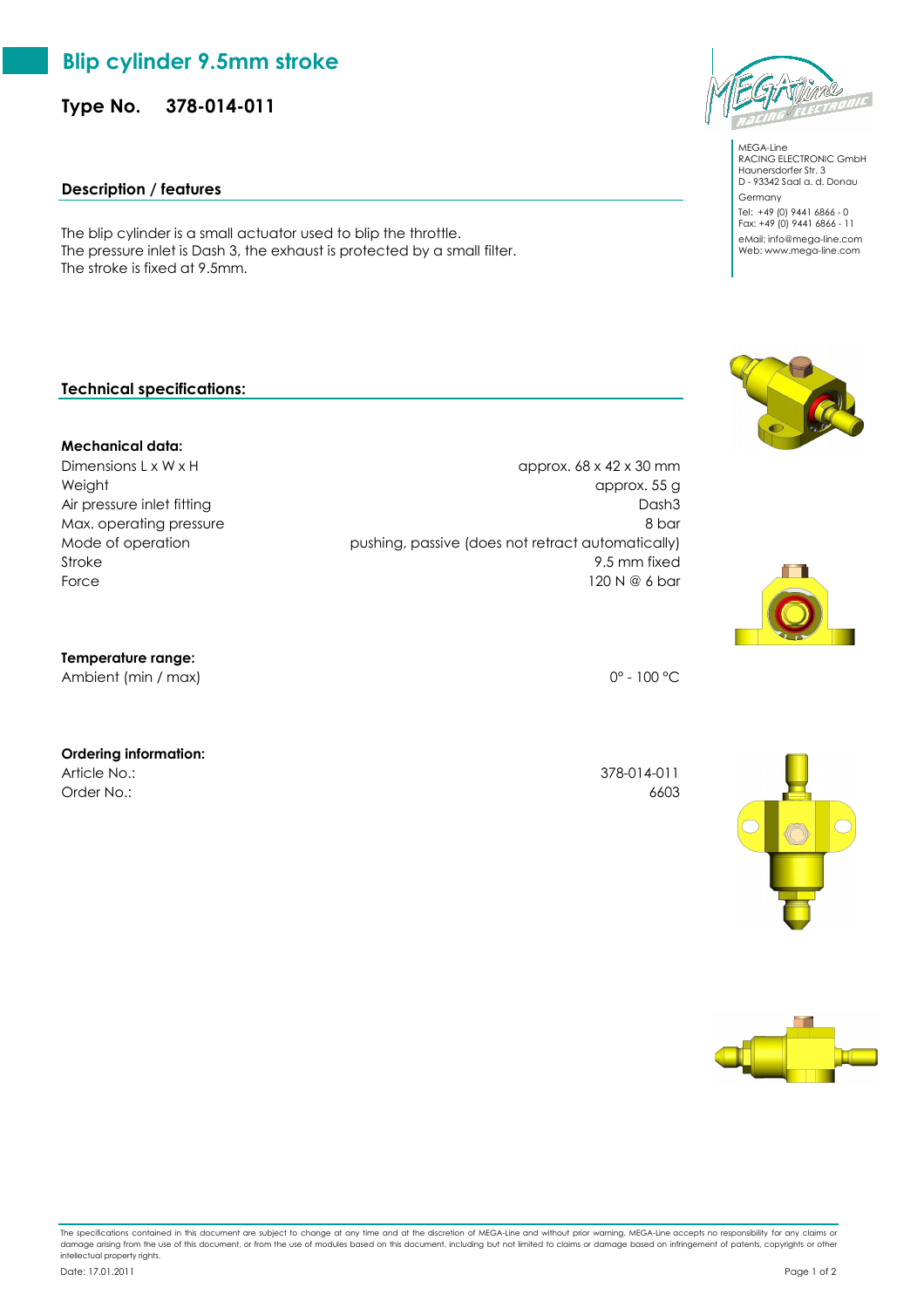# Blip cylinder 9.5mm stroke

**Type No. 378-014-011**

MEGA-Line
RACING ELECTRONIC GmbH
Haunersdorfer Str. 3
D - 93342 Saal a. d. Donau
Germany
Tel: +49 (0) 9441 6866 - 0
Fax: +49 (0) 9441 6866 - 11
eMail: info@mega-line.com
Web: www.mega-line.com

## Description / features

The blip cylinder is a small actuator used to blip the throttle.
The pressure inlet is Dash 3, the exhaust is protected by a small filter.
The stroke is fixed at 9.5mm.

## Technical specifications:

### Mechanical data:

| | |
|---|---|
| Dimensions L x W x H | approx. 68 x 42 x 30 mm |
| Weight | approx. 55 g |
| Air pressure inlet fitting | Dash3 |
| Max. operating pressure | 8 bar |
| Mode of operation | pushing, passive (does not retract automatically) |
| Stroke | 9.5 mm fixed |
| Force | 120 N @ 6 bar |

### Temperature range:

| | |
|---|---|
| Ambient (min / max) | 0° - 100 °C |

### Ordering information:

| | |
|---|---|
| Article No.: | 378-014-011 |
| Order No.: | 6603 |

The specifications contained in this document are subject to change at any time and at the discretion of MEGA-Line and without prior warning. MEGA-Line accepts no responsibility for any claims or damage arising from the use of this document, or from the use of modules based on this document, including but not limited to claims or damage based on infringement of patents, copyrights or other intellectual property rights.

Date: 17.01.2011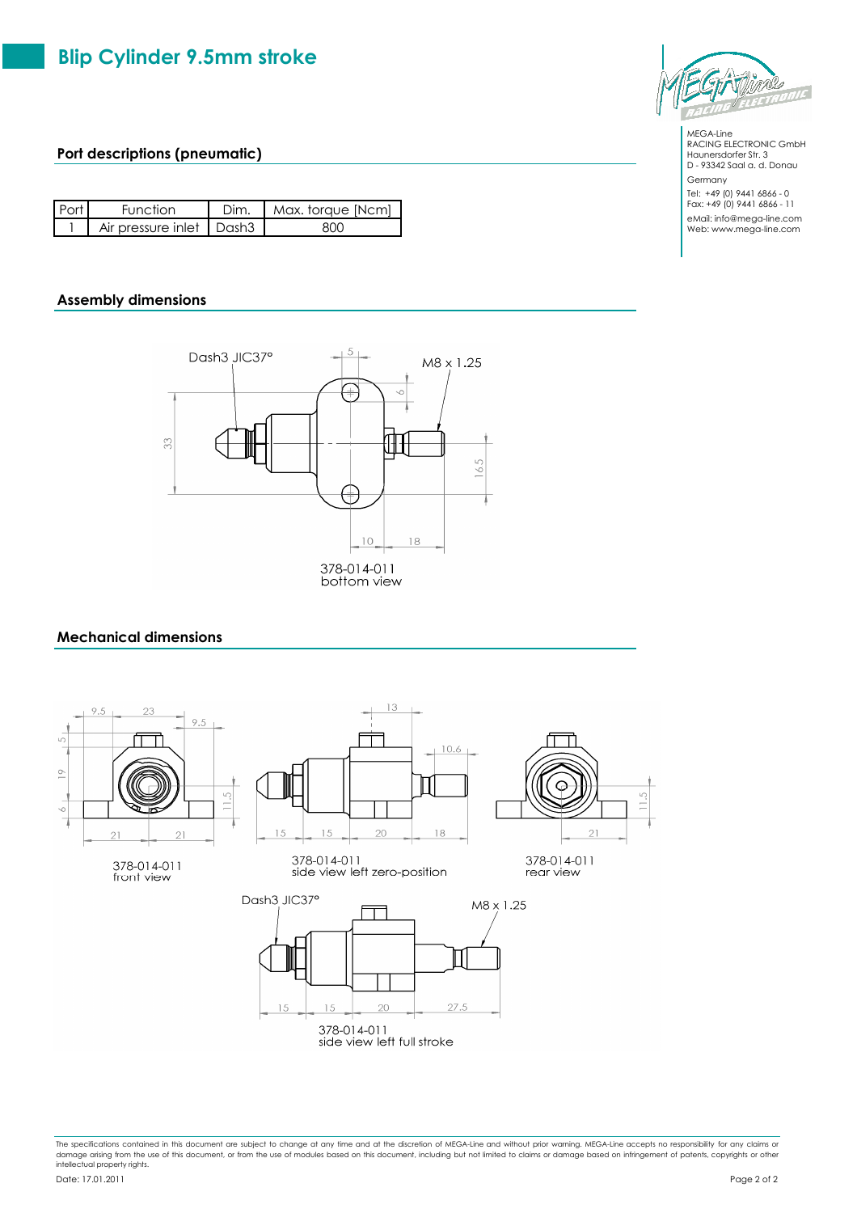# Blip Cylinder 9.5mm stroke

MEGA-Line
RACING ELECTRONIC GmbH
Haunersdorfer Str. 3
D - 93342 Saal a. d. Donau
Germany
Tel: +49 (0) 9441 6866 - 0
Fax: +49 (0) 9441 6866 - 11
eMail: info@mega-line.com
Web: www.mega-line.com

## Port descriptions (pneumatic)

| Port | Function | Dim. | Max. torque [Ncm] |
|---|---|---|---|
| 1 | Air pressure inlet | Dash3 | 800 |

## Assembly dimensions

Dash3 JIC37°
5
M8 x 1.25
6
33
16.5
10
18

378-014-011
bottom view

## Mechanical dimensions

9.5
23
9.5
5
19
6
11.5
21
21

378-014-011
front view

13
10.6
15
15
20
18

378-014-011
side view left zero-position

11.5
21

378-014-011
rear view

Dash3 JIC37°
M8 x 1.25
15
15
20
27.5

378-014-011
side view left full stroke

The specifications contained in this document are subject to change at any time and at the discretion of MEGA-Line and without prior warning. MEGA-Line accepts no responsibility for any claims or damage arising from the use of this document, or from the use of modules based on this document, including but not limited to claims or damage based on infringement of patents, copyrights or other intellectual property rights.

Date: 17.01.2011